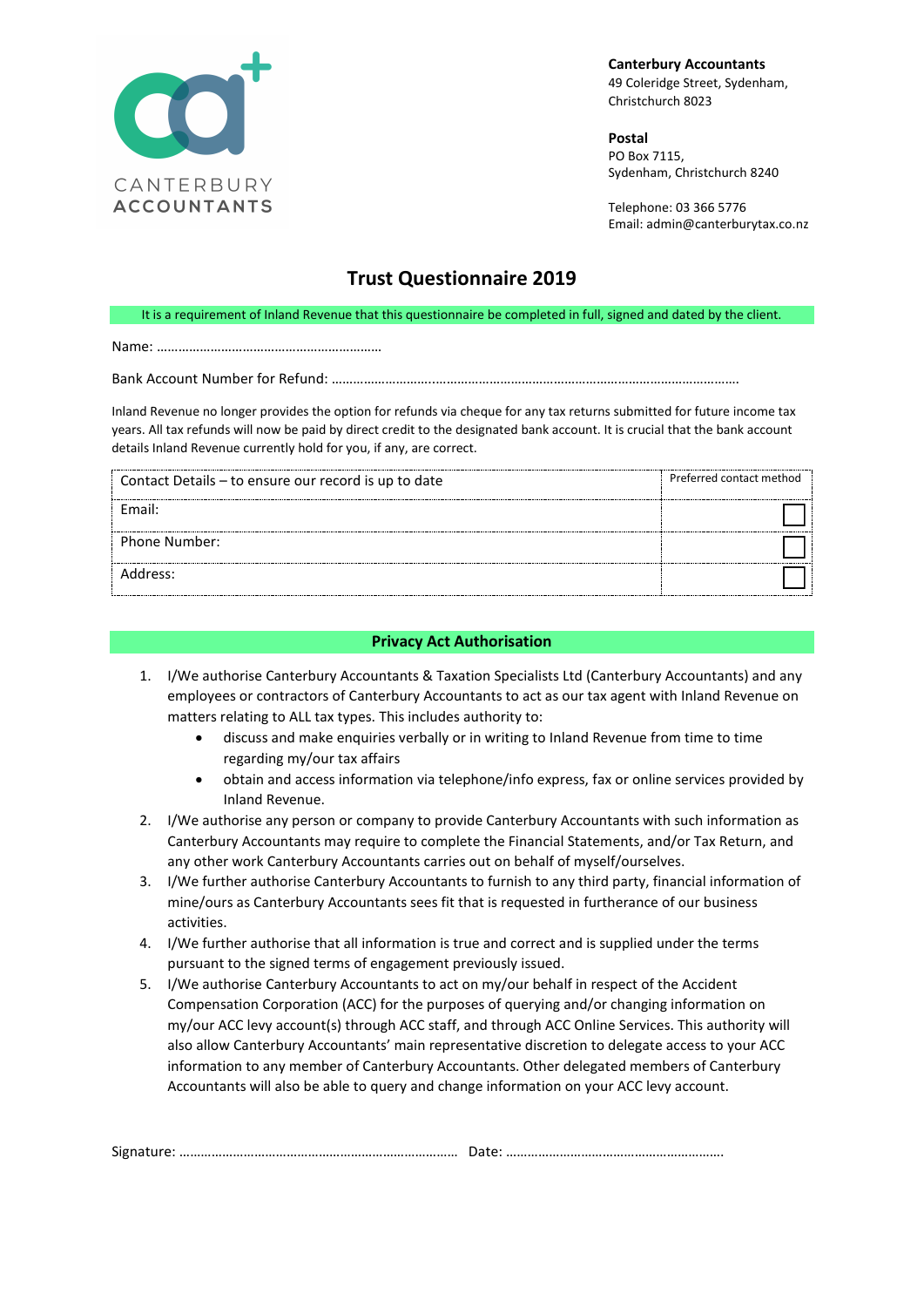CANTERBURY ACCOUNTANTS

**Canterbury Accountants**
49 Coleridge Street, Sydenham,
Christchurch 8023

**Postal**
PO Box 7115,
Sydenham, Christchurch 8240

Telephone: 03 366 5776
Email: admin@canterburytax.co.nz

# Trust Questionnaire 2019

It is a requirement of Inland Revenue that this questionnaire be completed in full, signed and dated by the client.

Name: ……………………………………………………

Bank Account Number for Refund: ……………………..……………………………………………………………………

Inland Revenue no longer provides the option for refunds via cheque for any tax returns submitted for future income tax years. All tax refunds will now be paid by direct credit to the designated bank account. It is crucial that the bank account details Inland Revenue currently hold for you, if any, are correct.

| Contact Details – to ensure our record is up to date | Preferred contact method |
|---|---|
| Email: | ☐ |
| Phone Number: | ☐ |
| Address: | ☐ |

## Privacy Act Authorisation

1. I/We authorise Canterbury Accountants & Taxation Specialists Ltd (Canterbury Accountants) and any employees or contractors of Canterbury Accountants to act as our tax agent with Inland Revenue on matters relating to ALL tax types. This includes authority to:
   - discuss and make enquiries verbally or in writing to Inland Revenue from time to time regarding my/our tax affairs
   - obtain and access information via telephone/info express, fax or online services provided by Inland Revenue.
2. I/We authorise any person or company to provide Canterbury Accountants with such information as Canterbury Accountants may require to complete the Financial Statements, and/or Tax Return, and any other work Canterbury Accountants carries out on behalf of myself/ourselves.
3. I/We further authorise Canterbury Accountants to furnish to any third party, financial information of mine/ours as Canterbury Accountants sees fit that is requested in furtherance of our business activities.
4. I/We further authorise that all information is true and correct and is supplied under the terms pursuant to the signed terms of engagement previously issued.
5. I/We authorise Canterbury Accountants to act on my/our behalf in respect of the Accident Compensation Corporation (ACC) for the purposes of querying and/or changing information on my/our ACC levy account(s) through ACC staff, and through ACC Online Services. This authority will also allow Canterbury Accountants' main representative discretion to delegate access to your ACC information to any member of Canterbury Accountants. Other delegated members of Canterbury Accountants will also be able to query and change information on your ACC levy account.

Signature: …………………………………………………………………… Date: ……………………………………………………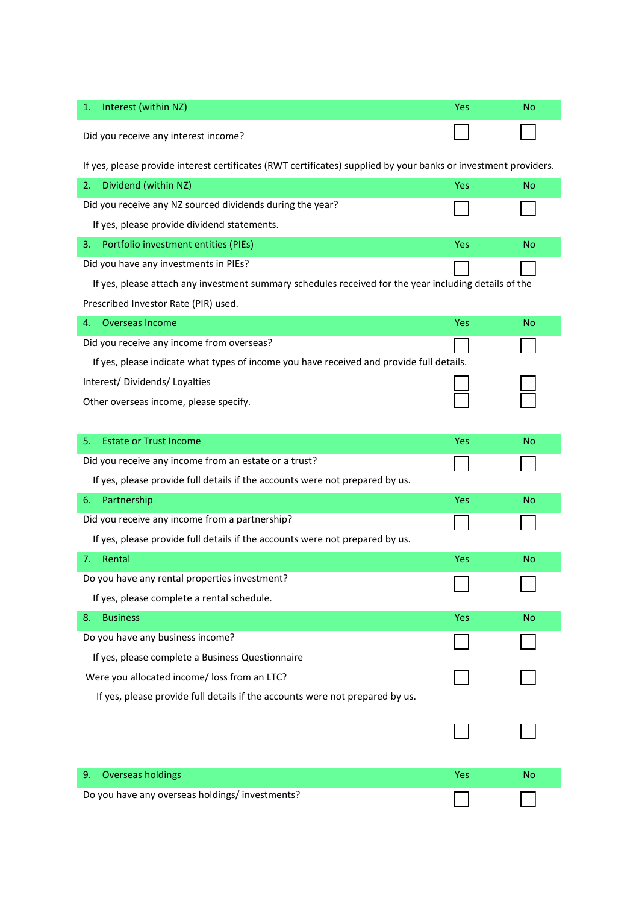| 1. Interest (within NZ) | Yes | No |
|---|---|---|
| Did you receive any interest income? | ☐ | ☐ |

If yes, please provide interest certificates (RWT certificates) supplied by your banks or investment providers.

| 2. Dividend (within NZ) | Yes | No |
|---|---|---|
| Did you receive any NZ sourced dividends during the year? | ☐ | ☐ |

If yes, please provide dividend statements.

| 3. Portfolio investment entities (PIEs) | Yes | No |
|---|---|---|
| Did you have any investments in PIEs? | ☐ | ☐ |

If yes, please attach any investment summary schedules received for the year including details of the Prescribed Investor Rate (PIR) used.

| 4. Overseas Income | Yes | No |
|---|---|---|
| Did you receive any income from overseas? | ☐ | ☐ |

If yes, please indicate what types of income you have received and provide full details.

| | Yes | No |
|---|---|---|
| Interest/ Dividends/ Loyalties | ☐ | ☐ |
| Other overseas income, please specify. | ☐ | ☐ |

| 5. Estate or Trust Income | Yes | No |
|---|---|---|
| Did you receive any income from an estate or a trust? | ☐ | ☐ |

If yes, please provide full details if the accounts were not prepared by us.

| 6. Partnership | Yes | No |
|---|---|---|
| Did you receive any income from a partnership? | ☐ | ☐ |

If yes, please provide full details if the accounts were not prepared by us.

| 7. Rental | Yes | No |
|---|---|---|
| Do you have any rental properties investment? | ☐ | ☐ |

If yes, please complete a rental schedule.

| 8. Business | Yes | No |
|---|---|---|
| Do you have any business income? | ☐ | ☐ |

If yes, please complete a Business Questionnaire

| | Yes | No |
|---|---|---|
| Were you allocated income/ loss from an LTC? | ☐ | ☐ |

If yes, please provide full details if the accounts were not prepared by us.

| | Yes | No |
|---|---|---|
| | ☐ | ☐ |

| 9. Overseas holdings | Yes | No |
|---|---|---|
| Do you have any overseas holdings/ investments? | ☐ | ☐ |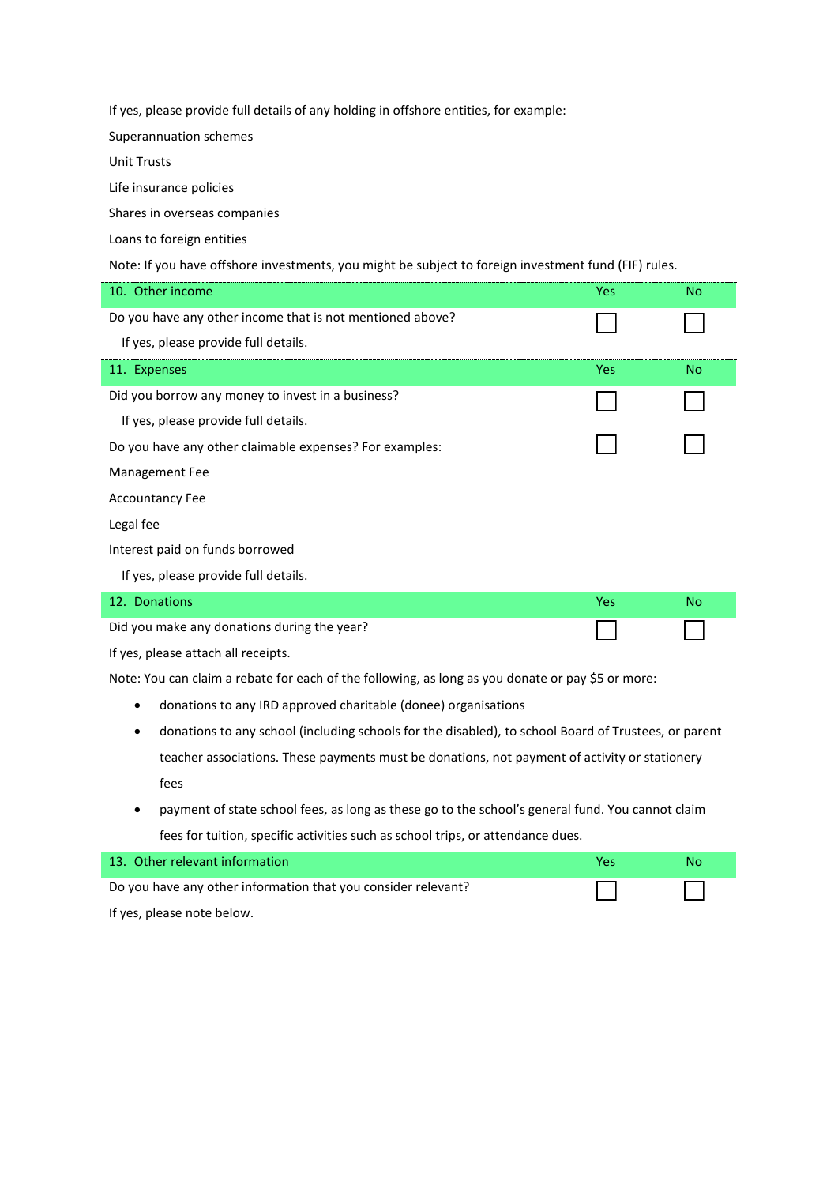If yes, please provide full details of any holding in offshore entities, for example:

Superannuation schemes

Unit Trusts

Life insurance policies

Shares in overseas companies

Loans to foreign entities

Note: If you have offshore investments, you might be subject to foreign investment fund (FIF) rules.

| 10. Other income | Yes | No |
|---|---|---|
| Do you have any other income that is not mentioned above? | ☐ | ☐ |
| If yes, please provide full details. | | |

| 11. Expenses | Yes | No |
|---|---|---|
| Did you borrow any money to invest in a business? | ☐ | ☐ |
| If yes, please provide full details. | | |
| Do you have any other claimable expenses? For examples: | ☐ | ☐ |
| Management Fee | | |
| Accountancy Fee | | |
| Legal fee | | |
| Interest paid on funds borrowed | | |
| If yes, please provide full details. | | |

| 12. Donations | Yes | No |
|---|---|---|
| Did you make any donations during the year? | ☐ | ☐ |

If yes, please attach all receipts.

Note: You can claim a rebate for each of the following, as long as you donate or pay $5 or more:

- donations to any IRD approved charitable (donee) organisations
- donations to any school (including schools for the disabled), to school Board of Trustees, or parent teacher associations. These payments must be donations, not payment of activity or stationery fees
- payment of state school fees, as long as these go to the school's general fund. You cannot claim fees for tuition, specific activities such as school trips, or attendance dues.

| 13. Other relevant information | Yes | No |
|---|---|---|
| Do you have any other information that you consider relevant? | ☐ | ☐ |

If yes, please note below.